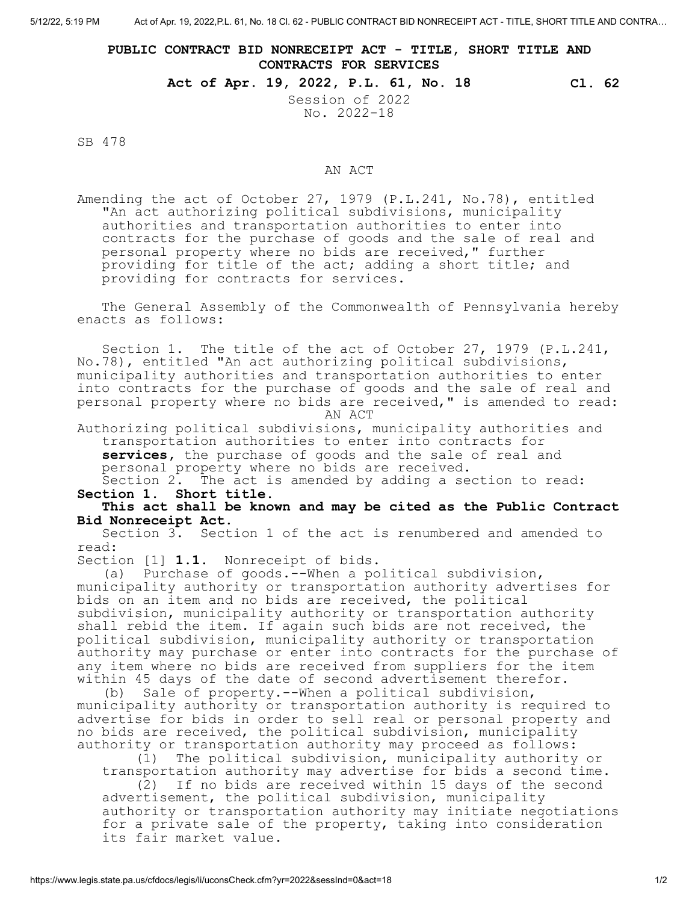## PUBLIC CONTRACT BID NONRECEIPT ACT - TITLE, SHORT TITLE AND CONTRACTS FOR SERVICES

**Act of Apr. 19, 2022, P.L. 61, No. 18** **Cl. 62**

Session of 2022
No. 2022-18

SB 478

AN ACT

Amending the act of October 27, 1979 (P.L.241, No.78), entitled "An act authorizing political subdivisions, municipality authorities and transportation authorities to enter into contracts for the purchase of goods and the sale of real and personal property where no bids are received," further providing for title of the act; adding a short title; and providing for contracts for services.

The General Assembly of the Commonwealth of Pennsylvania hereby enacts as follows:

Section 1. The title of the act of October 27, 1979 (P.L.241, No.78), entitled "An act authorizing political subdivisions, municipality authorities and transportation authorities to enter into contracts for the purchase of goods and the sale of real and personal property where no bids are received," is amended to read:

AN ACT

Authorizing political subdivisions, municipality authorities and transportation authorities to enter into contracts for **services,** the purchase of goods and the sale of real and personal property where no bids are received.

Section 2. The act is amended by adding a section to read:

**Section 1. Short title.**

**This act shall be known and may be cited as the Public Contract Bid Nonreceipt Act.**

Section 3. Section 1 of the act is renumbered and amended to read:

Section [1] **1.1.** Nonreceipt of bids.

(a) Purchase of goods.--When a political subdivision, municipality authority or transportation authority advertises for bids on an item and no bids are received, the political subdivision, municipality authority or transportation authority shall rebid the item. If again such bids are not received, the political subdivision, municipality authority or transportation authority may purchase or enter into contracts for the purchase of any item where no bids are received from suppliers for the item within 45 days of the date of second advertisement therefor.

(b) Sale of property.--When a political subdivision, municipality authority or transportation authority is required to advertise for bids in order to sell real or personal property and no bids are received, the political subdivision, municipality authority or transportation authority may proceed as follows:

(1) The political subdivision, municipality authority or transportation authority may advertise for bids a second time.

(2) If no bids are received within 15 days of the second advertisement, the political subdivision, municipality authority or transportation authority may initiate negotiations for a private sale of the property, taking into consideration its fair market value.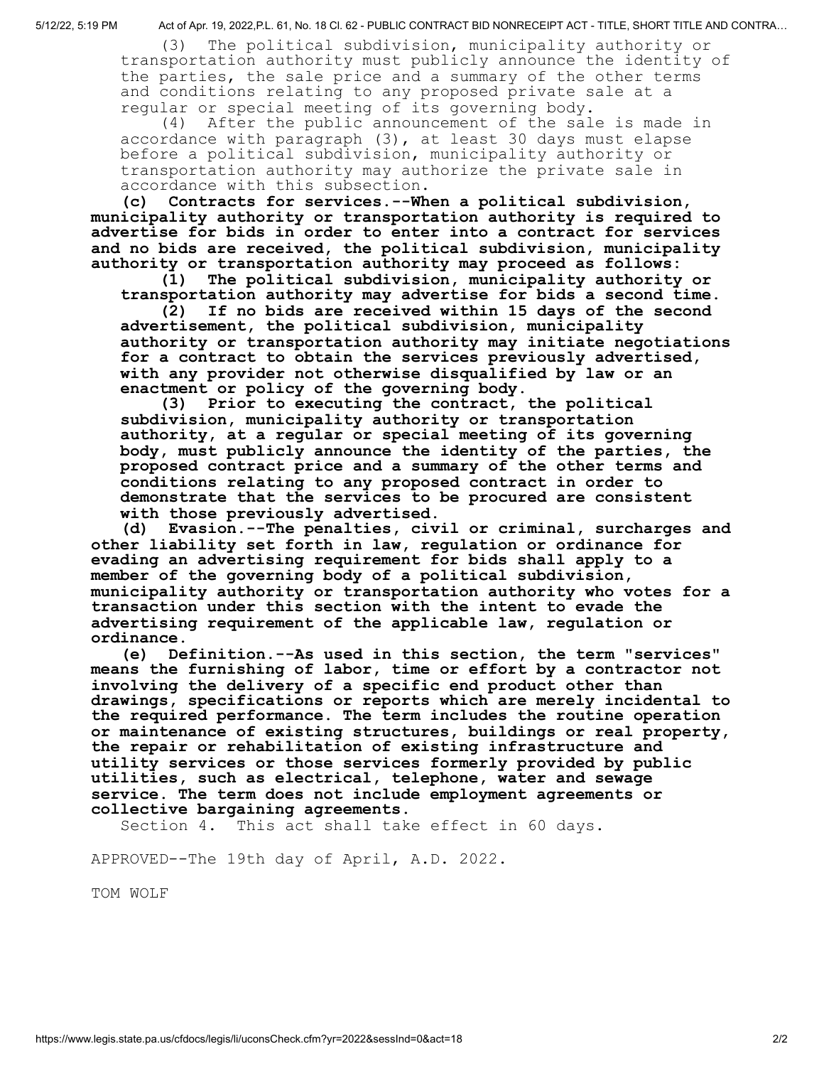(3) The political subdivision, municipality authority or transportation authority must publicly announce the identity of the parties, the sale price and a summary of the other terms and conditions relating to any proposed private sale at a regular or special meeting of its governing body.

(4) After the public announcement of the sale is made in accordance with paragraph (3), at least 30 days must elapse before a political subdivision, municipality authority or transportation authority may authorize the private sale in accordance with this subsection.

**(c) Contracts for services.--When a political subdivision, municipality authority or transportation authority is required to advertise for bids in order to enter into a contract for services and no bids are received, the political subdivision, municipality authority or transportation authority may proceed as follows:**

**(1) The political subdivision, municipality authority or transportation authority may advertise for bids a second time.**

**(2) If no bids are received within 15 days of the second advertisement, the political subdivision, municipality authority or transportation authority may initiate negotiations for a contract to obtain the services previously advertised, with any provider not otherwise disqualified by law or an enactment or policy of the governing body.**

**(3) Prior to executing the contract, the political subdivision, municipality authority or transportation authority, at a regular or special meeting of its governing body, must publicly announce the identity of the parties, the proposed contract price and a summary of the other terms and conditions relating to any proposed contract in order to demonstrate that the services to be procured are consistent with those previously advertised.**

**(d) Evasion.--The penalties, civil or criminal, surcharges and other liability set forth in law, regulation or ordinance for evading an advertising requirement for bids shall apply to a member of the governing body of a political subdivision, municipality authority or transportation authority who votes for a transaction under this section with the intent to evade the advertising requirement of the applicable law, regulation or ordinance.**

**(e) Definition.--As used in this section, the term "services" means the furnishing of labor, time or effort by a contractor not involving the delivery of a specific end product other than drawings, specifications or reports which are merely incidental to the required performance. The term includes the routine operation or maintenance of existing structures, buildings or real property, the repair or rehabilitation of existing infrastructure and utility services or those services formerly provided by public utilities, such as electrical, telephone, water and sewage service. The term does not include employment agreements or collective bargaining agreements.**

Section 4. This act shall take effect in 60 days.

APPROVED--The 19th day of April, A.D. 2022.

TOM WOLF